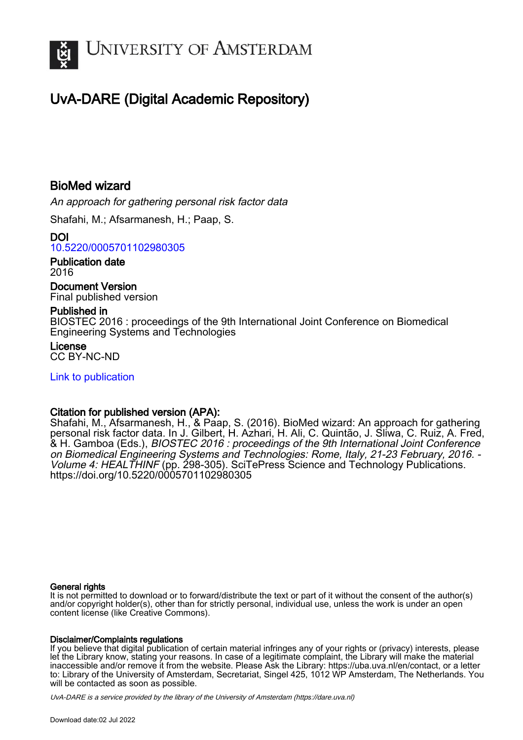University of Amsterdam

# UvA-DARE (Digital Academic Repository)

## BioMed wizard

*An approach for gathering personal risk factor data*

Shafahi, M.; Afsarmanesh, H.; Paap, S.

**DOI**
10.5220/0005701102980305

**Publication date**
2016

**Document Version**
Final published version

**Published in**
BIOSTEC 2016 : proceedings of the 9th International Joint Conference on Biomedical Engineering Systems and Technologies

**License**
CC BY-NC-ND

Link to publication

**Citation for published version (APA):**
Shafahi, M., Afsarmanesh, H., & Paap, S. (2016). BioMed wizard: An approach for gathering personal risk factor data. In J. Gilbert, H. Azhari, H. Ali, C. Quintão, J. Sliwa, C. Ruiz, A. Fred, & H. Gamboa (Eds.), *BIOSTEC 2016 : proceedings of the 9th International Joint Conference on Biomedical Engineering Systems and Technologies: Rome, Italy, 21-23 February, 2016. - Volume 4: HEALTHINF* (pp. 298-305). SciTePress Science and Technology Publications. https://doi.org/10.5220/0005701102980305

**General rights**
It is not permitted to download or to forward/distribute the text or part of it without the consent of the author(s) and/or copyright holder(s), other than for strictly personal, individual use, unless the work is under an open content license (like Creative Commons).

**Disclaimer/Complaints regulations**
If you believe that digital publication of certain material infringes any of your rights or (privacy) interests, please let the Library know, stating your reasons. In case of a legitimate complaint, the Library will make the material inaccessible and/or remove it from the website. Please Ask the Library: https://uba.uva.nl/en/contact, or a letter to: Library of the University of Amsterdam, Secretariat, Singel 425, 1012 WP Amsterdam, The Netherlands. You will be contacted as soon as possible.

*UvA-DARE is a service provided by the library of the University of Amsterdam (https://dare.uva.nl)*

Download date:02 Jul 2022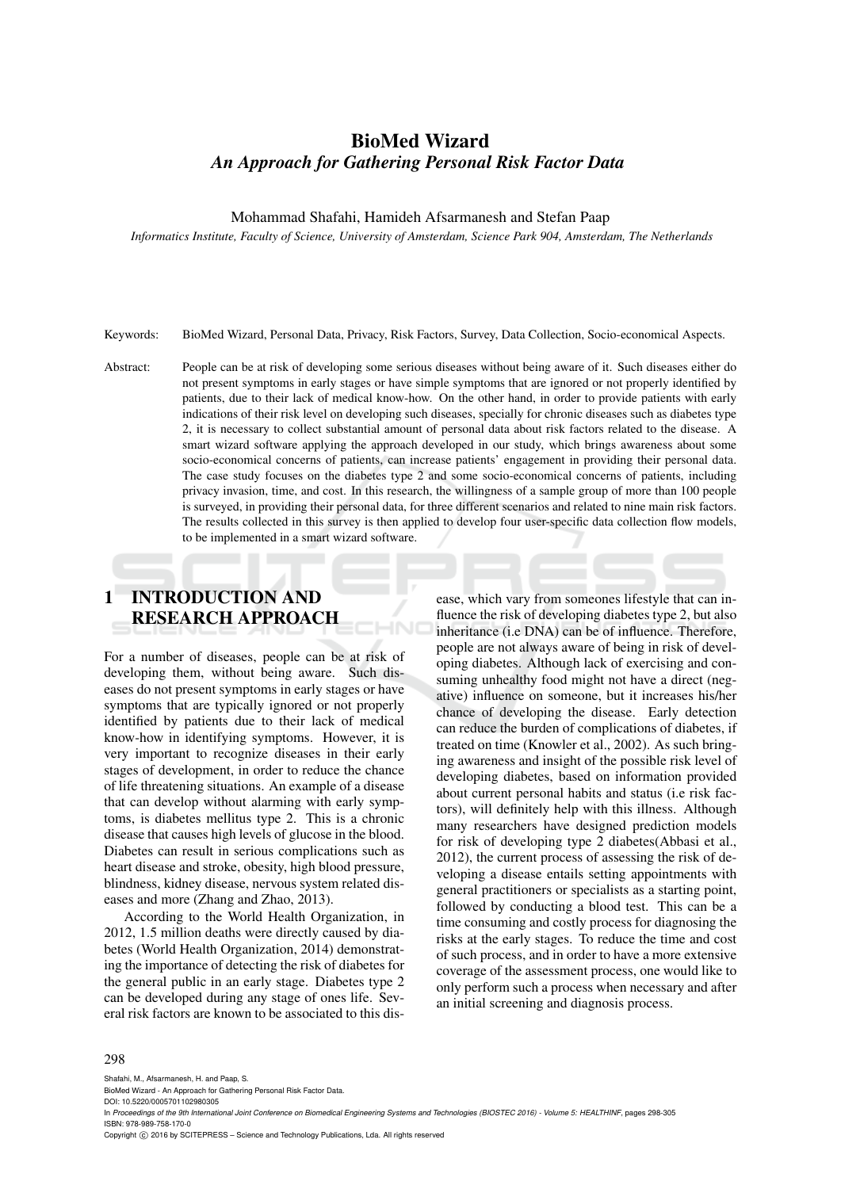# BioMed Wizard

## *An Approach for Gathering Personal Risk Factor Data*

Mohammad Shafahi, Hamideh Afsarmanesh and Stefan Paap

*Informatics Institute, Faculty of Science, University of Amsterdam, Science Park 904, Amsterdam, The Netherlands*

Keywords: BioMed Wizard, Personal Data, Privacy, Risk Factors, Survey, Data Collection, Socio-economical Aspects.

Abstract: People can be at risk of developing some serious diseases without being aware of it. Such diseases either do not present symptoms in early stages or have simple symptoms that are ignored or not properly identified by patients, due to their lack of medical know-how. On the other hand, in order to provide patients with early indications of their risk level on developing such diseases, specially for chronic diseases such as diabetes type 2, it is necessary to collect substantial amount of personal data about risk factors related to the disease. A smart wizard software applying the approach developed in our study, which brings awareness about some socio-economical concerns of patients, can increase patients' engagement in providing their personal data. The case study focuses on the diabetes type 2 and some socio-economical concerns of patients, including privacy invasion, time, and cost. In this research, the willingness of a sample group of more than 100 people is surveyed, in providing their personal data, for three different scenarios and related to nine main risk factors. The results collected in this survey is then applied to develop four user-specific data collection flow models, to be implemented in a smart wizard software.

## 1 INTRODUCTION AND RESEARCH APPROACH

For a number of diseases, people can be at risk of developing them, without being aware. Such diseases do not present symptoms in early stages or have symptoms that are typically ignored or not properly identified by patients due to their lack of medical know-how in identifying symptoms. However, it is very important to recognize diseases in their early stages of development, in order to reduce the chance of life threatening situations. An example of a disease that can develop without alarming with early symptoms, is diabetes mellitus type 2. This is a chronic disease that causes high levels of glucose in the blood. Diabetes can result in serious complications such as heart disease and stroke, obesity, high blood pressure, blindness, kidney disease, nervous system related diseases and more (Zhang and Zhao, 2013).

According to the World Health Organization, in 2012, 1.5 million deaths were directly caused by diabetes (World Health Organization, 2014) demonstrating the importance of detecting the risk of diabetes for the general public in an early stage. Diabetes type 2 can be developed during any stage of ones life. Several risk factors are known to be associated to this disease, which vary from someones lifestyle that can influence the risk of developing diabetes type 2, but also inheritance (i.e DNA) can be of influence. Therefore, people are not always aware of being in risk of developing diabetes. Although lack of exercising and consuming unhealthy food might not have a direct (negative) influence on someone, but it increases his/her chance of developing the disease. Early detection can reduce the burden of complications of diabetes, if treated on time (Knowler et al., 2002). As such bringing awareness and insight of the possible risk level of developing diabetes, based on information provided about current personal habits and status (i.e risk factors), will definitely help with this illness. Although many researchers have designed prediction models for risk of developing type 2 diabetes(Abbasi et al., 2012), the current process of assessing the risk of developing a disease entails setting appointments with general practitioners or specialists as a starting point, followed by conducting a blood test. This can be a time consuming and costly process for diagnosing the risks at the early stages. To reduce the time and cost of such process, and in order to have a more extensive coverage of the assessment process, one would like to only perform such a process when necessary and after an initial screening and diagnosis process.

Shafahi, M., Afsarmanesh, H. and Paap, S.
BioMed Wizard - An Approach for Gathering Personal Risk Factor Data.
DOI: 10.5220/0005701102980305
In *Proceedings of the 9th International Joint Conference on Biomedical Engineering Systems and Technologies (BIOSTEC 2016) - Volume 5: HEALTHINF*, pages 298-305
ISBN: 978-989-758-170-0
Copyright © 2016 by SCITEPRESS – Science and Technology Publications, Lda. All rights reserved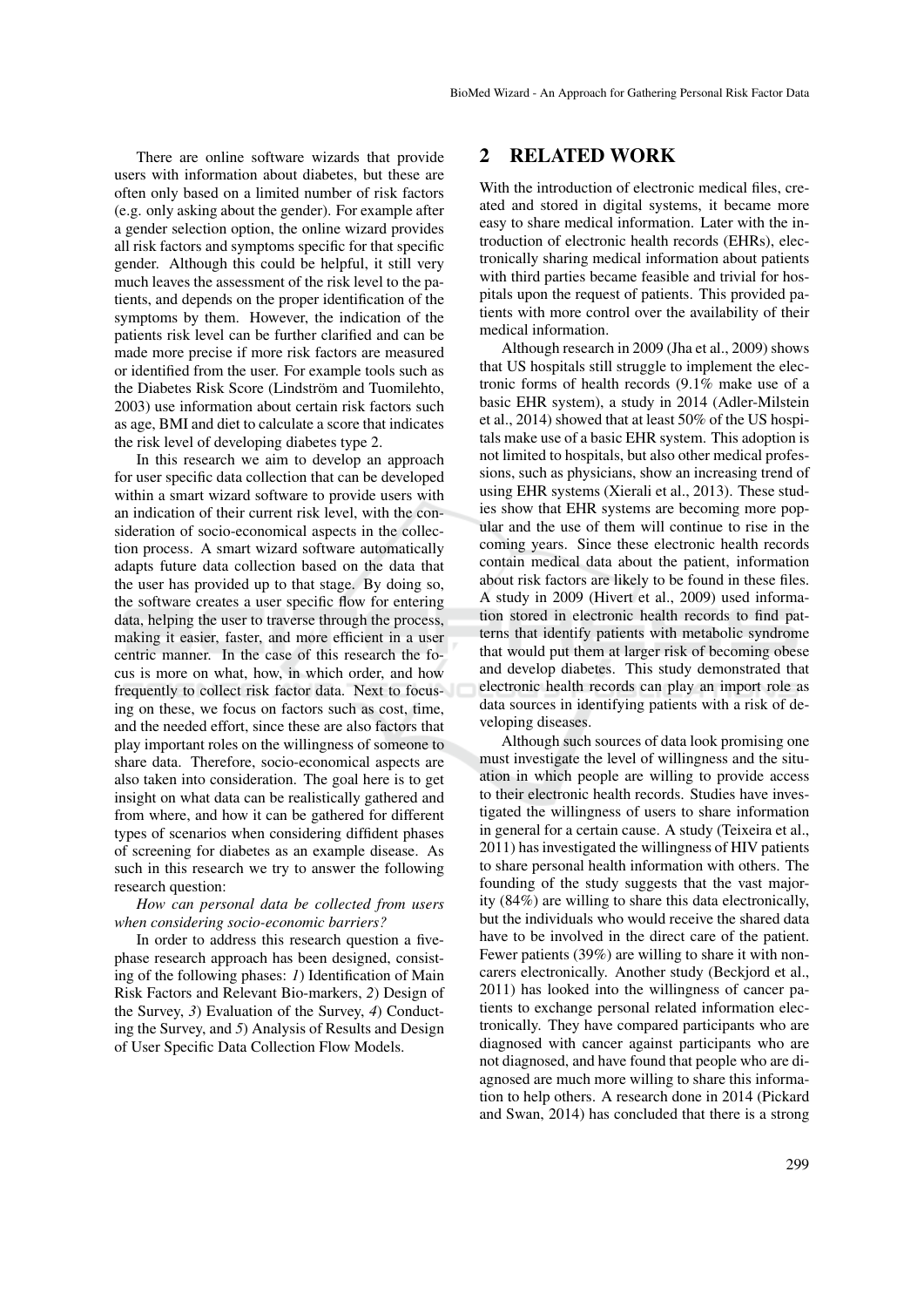There are online software wizards that provide users with information about diabetes, but these are often only based on a limited number of risk factors (e.g. only asking about the gender). For example after a gender selection option, the online wizard provides all risk factors and symptoms specific for that specific gender. Although this could be helpful, it still very much leaves the assessment of the risk level to the patients, and depends on the proper identification of the symptoms by them. However, the indication of the patients risk level can be further clarified and can be made more precise if more risk factors are measured or identified from the user. For example tools such as the Diabetes Risk Score (Lindström and Tuomilehto, 2003) use information about certain risk factors such as age, BMI and diet to calculate a score that indicates the risk level of developing diabetes type 2.

In this research we aim to develop an approach for user specific data collection that can be developed within a smart wizard software to provide users with an indication of their current risk level, with the consideration of socio-economical aspects in the collection process. A smart wizard software automatically adapts future data collection based on the data that the user has provided up to that stage. By doing so, the software creates a user specific flow for entering data, helping the user to traverse through the process, making it easier, faster, and more efficient in a user centric manner. In the case of this research the focus is more on what, how, in which order, and how frequently to collect risk factor data. Next to focusing on these, we focus on factors such as cost, time, and the needed effort, since these are also factors that play important roles on the willingness of someone to share data. Therefore, socio-economical aspects are also taken into consideration. The goal here is to get insight on what data can be realistically gathered and from where, and how it can be gathered for different types of scenarios when considering diffident phases of screening for diabetes as an example disease. As such in this research we try to answer the following research question:

*How can personal data be collected from users when considering socio-economic barriers?*

In order to address this research question a five-phase research approach has been designed, consisting of the following phases: *1*) Identification of Main Risk Factors and Relevant Bio-markers, *2*) Design of the Survey, *3*) Evaluation of the Survey, *4*) Conducting the Survey, and *5*) Analysis of Results and Design of User Specific Data Collection Flow Models.

## 2 RELATED WORK

With the introduction of electronic medical files, created and stored in digital systems, it became more easy to share medical information. Later with the introduction of electronic health records (EHRs), electronically sharing medical information about patients with third parties became feasible and trivial for hospitals upon the request of patients. This provided patients with more control over the availability of their medical information.

Although research in 2009 (Jha et al., 2009) shows that US hospitals still struggle to implement the electronic forms of health records (9.1% make use of a basic EHR system), a study in 2014 (Adler-Milstein et al., 2014) showed that at least 50% of the US hospitals make use of a basic EHR system. This adoption is not limited to hospitals, but also other medical professions, such as physicians, show an increasing trend of using EHR systems (Xierali et al., 2013). These studies show that EHR systems are becoming more popular and the use of them will continue to rise in the coming years. Since these electronic health records contain medical data about the patient, information about risk factors are likely to be found in these files. A study in 2009 (Hivert et al., 2009) used information stored in electronic health records to find patterns that identify patients with metabolic syndrome that would put them at larger risk of becoming obese and develop diabetes. This study demonstrated that electronic health records can play an import role as data sources in identifying patients with a risk of developing diseases.

Although such sources of data look promising one must investigate the level of willingness and the situation in which people are willing to provide access to their electronic health records. Studies have investigated the willingness of users to share information in general for a certain cause. A study (Teixeira et al., 2011) has investigated the willingness of HIV patients to share personal health information with others. The founding of the study suggests that the vast majority (84%) are willing to share this data electronically, but the individuals who would receive the shared data have to be involved in the direct care of the patient. Fewer patients (39%) are willing to share it with non-carers electronically. Another study (Beckjord et al., 2011) has looked into the willingness of cancer patients to exchange personal related information electronically. They have compared participants who are diagnosed with cancer against participants who are not diagnosed, and have found that people who are diagnosed are much more willing to share this information to help others. A research done in 2014 (Pickard and Swan, 2014) has concluded that there is a strong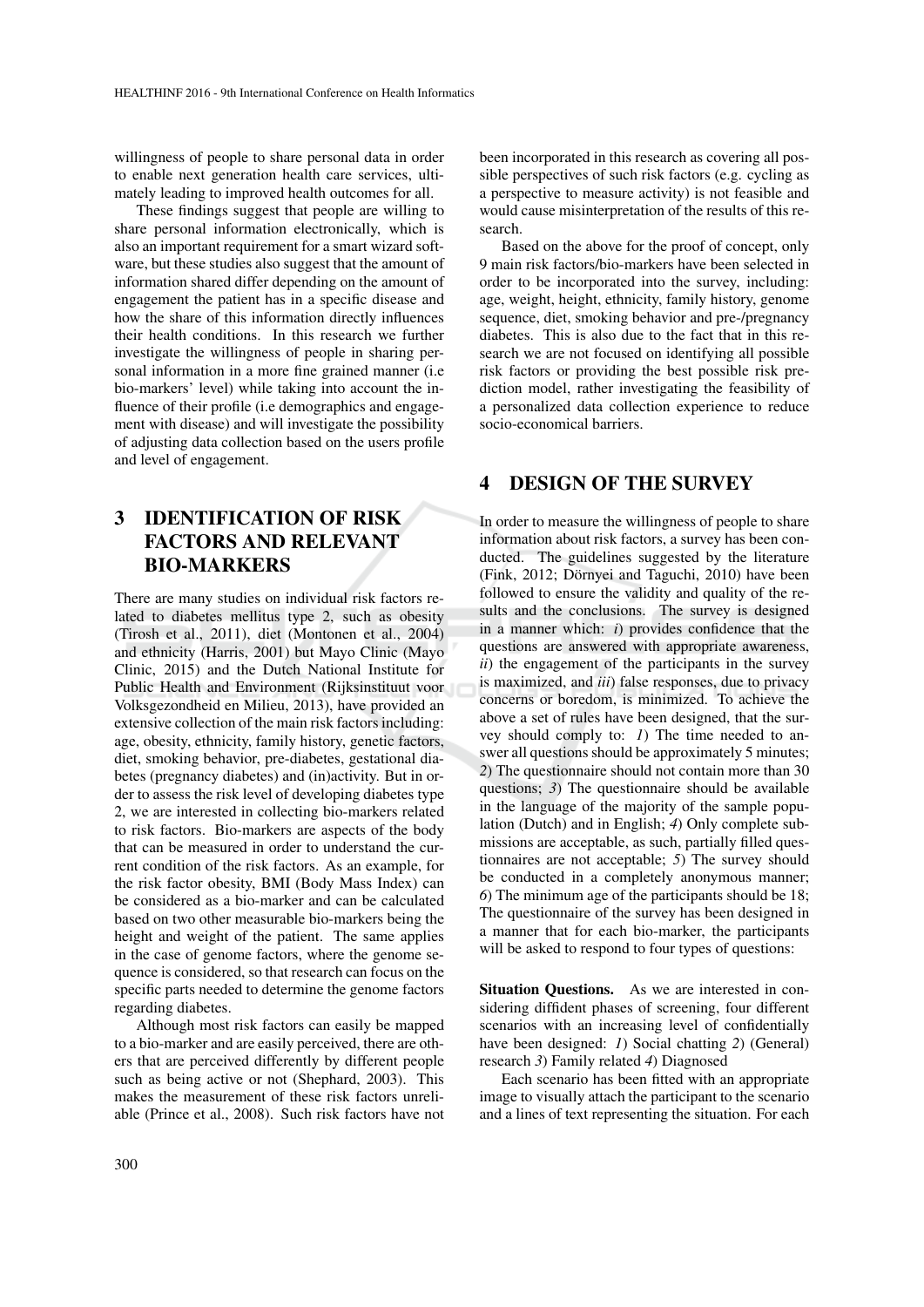willingness of people to share personal data in order to enable next generation health care services, ultimately leading to improved health outcomes for all.

These findings suggest that people are willing to share personal information electronically, which is also an important requirement for a smart wizard software, but these studies also suggest that the amount of information shared differ depending on the amount of engagement the patient has in a specific disease and how the share of this information directly influences their health conditions. In this research we further investigate the willingness of people in sharing personal information in a more fine grained manner (i.e bio-markers' level) while taking into account the influence of their profile (i.e demographics and engagement with disease) and will investigate the possibility of adjusting data collection based on the users profile and level of engagement.

## 3 IDENTIFICATION OF RISK FACTORS AND RELEVANT BIO-MARKERS

There are many studies on individual risk factors related to diabetes mellitus type 2, such as obesity (Tirosh et al., 2011), diet (Montonen et al., 2004) and ethnicity (Harris, 2001) but Mayo Clinic (Mayo Clinic, 2015) and the Dutch National Institute for Public Health and Environment (Rijksinstituut voor Volksgezondheid en Milieu, 2013), have provided an extensive collection of the main risk factors including: age, obesity, ethnicity, family history, genetic factors, diet, smoking behavior, pre-diabetes, gestational diabetes (pregnancy diabetes) and (in)activity. But in order to assess the risk level of developing diabetes type 2, we are interested in collecting bio-markers related to risk factors. Bio-markers are aspects of the body that can be measured in order to understand the current condition of the risk factors. As an example, for the risk factor obesity, BMI (Body Mass Index) can be considered as a bio-marker and can be calculated based on two other measurable bio-markers being the height and weight of the patient. The same applies in the case of genome factors, where the genome sequence is considered, so that research can focus on the specific parts needed to determine the genome factors regarding diabetes.

Although most risk factors can easily be mapped to a bio-marker and are easily perceived, there are others that are perceived differently by different people such as being active or not (Shephard, 2003). This makes the measurement of these risk factors unreliable (Prince et al., 2008). Such risk factors have not been incorporated in this research as covering all possible perspectives of such risk factors (e.g. cycling as a perspective to measure activity) is not feasible and would cause misinterpretation of the results of this research.

Based on the above for the proof of concept, only 9 main risk factors/bio-markers have been selected in order to be incorporated into the survey, including: age, weight, height, ethnicity, family history, genome sequence, diet, smoking behavior and pre-/pregnancy diabetes. This is also due to the fact that in this research we are not focused on identifying all possible risk factors or providing the best possible risk prediction model, rather investigating the feasibility of a personalized data collection experience to reduce socio-economical barriers.

## 4 DESIGN OF THE SURVEY

In order to measure the willingness of people to share information about risk factors, a survey has been conducted. The guidelines suggested by the literature (Fink, 2012; Dörnyei and Taguchi, 2010) have been followed to ensure the validity and quality of the results and the conclusions. The survey is designed in a manner which: *i*) provides confidence that the questions are answered with appropriate awareness, *ii*) the engagement of the participants in the survey is maximized, and *iii*) false responses, due to privacy concerns or boredom, is minimized. To achieve the above a set of rules have been designed, that the survey should comply to: *1*) The time needed to answer all questions should be approximately 5 minutes; *2*) The questionnaire should not contain more than 30 questions; *3*) The questionnaire should be available in the language of the majority of the sample population (Dutch) and in English; *4*) Only complete submissions are acceptable, as such, partially filled questionnaires are not acceptable; *5*) The survey should be conducted in a completely anonymous manner; *6*) The minimum age of the participants should be 18; The questionnaire of the survey has been designed in a manner that for each bio-marker, the participants will be asked to respond to four types of questions:

**Situation Questions.** As we are interested in considering diffident phases of screening, four different scenarios with an increasing level of confidentially have been designed: *1*) Social chatting *2*) (General) research *3*) Family related *4*) Diagnosed

Each scenario has been fitted with an appropriate image to visually attach the participant to the scenario and a lines of text representing the situation. For each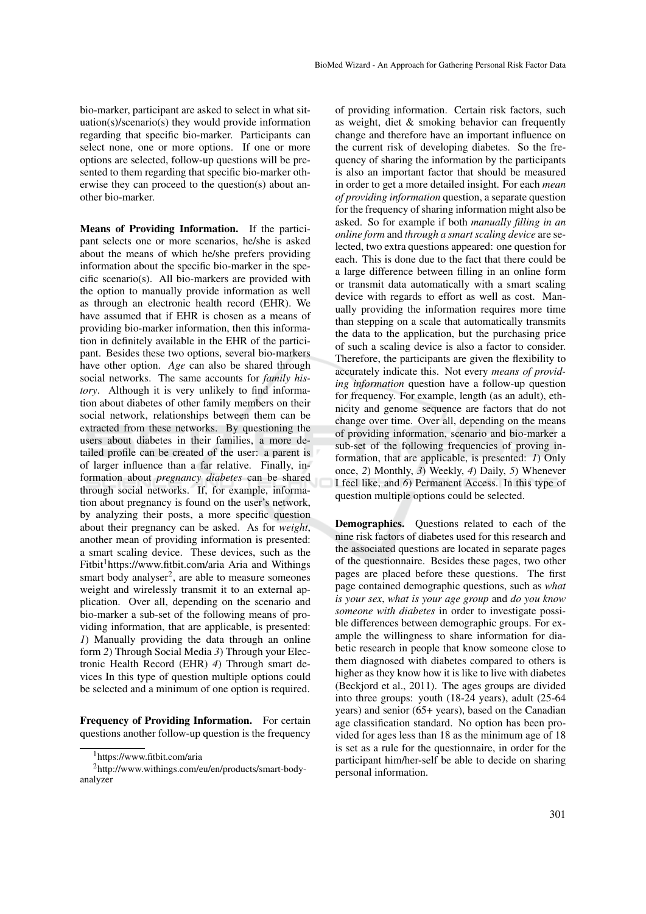bio-marker, participant are asked to select in what situation(s)/scenario(s) they would provide information regarding that specific bio-marker. Participants can select none, one or more options. If one or more options are selected, follow-up questions will be presented to them regarding that specific bio-marker otherwise they can proceed to the question(s) about another bio-marker.

**Means of Providing Information.** If the participant selects one or more scenarios, he/she is asked about the means of which he/she prefers providing information about the specific bio-marker in the specific scenario(s). All bio-markers are provided with the option to manually provide information as well as through an electronic health record (EHR). We have assumed that if EHR is chosen as a means of providing bio-marker information, then this information in definitely available in the EHR of the participant. Besides these two options, several bio-markers have other option. *Age* can also be shared through social networks. The same accounts for *family history*. Although it is very unlikely to find information about diabetes of other family members on their social network, relationships between them can be extracted from these networks. By questioning the users about diabetes in their families, a more detailed profile can be created of the user: a parent is of larger influence than a far relative. Finally, information about *pregnancy diabetes* can be shared through social networks. If, for example, information about pregnancy is found on the user's network, by analyzing their posts, a more specific question about their pregnancy can be asked. As for *weight*, another mean of providing information is presented: a smart scaling device. These devices, such as the Fitbit[1]https://www.fitbit.com/aria Aria and Withings smart body analyser[2], are able to measure someones weight and wirelessly transmit it to an external application. Over all, depending on the scenario and bio-marker a sub-set of the following means of providing information, that are applicable, is presented: *1*) Manually providing the data through an online form *2*) Through Social Media *3*) Through your Electronic Health Record (EHR) *4*) Through smart devices In this type of question multiple options could be selected and a minimum of one option is required.

**Frequency of Providing Information.** For certain questions another follow-up question is the frequency of providing information. Certain risk factors, such as weight, diet & smoking behavior can frequently change and therefore have an important influence on the current risk of developing diabetes. So the frequency of sharing the information by the participants is also an important factor that should be measured in order to get a more detailed insight. For each *mean of providing information* question, a separate question for the frequency of sharing information might also be asked. So for example if both *manually filling in an online form* and *through a smart scaling device* are selected, two extra questions appeared: one question for each. This is done due to the fact that there could be a large difference between filling in an online form or transmit data automatically with a smart scaling device with regards to effort as well as cost. Manually providing the information requires more time than stepping on a scale that automatically transmits the data to the application, but the purchasing price of such a scaling device is also a factor to consider. Therefore, the participants are given the flexibility to accurately indicate this. Not every *means of providing information* question have a follow-up question for frequency. For example, length (as an adult), ethnicity and genome sequence are factors that do not change over time. Over all, depending on the means of providing information, scenario and bio-marker a sub-set of the following frequencies of proving information, that are applicable, is presented: *1*) Only once, *2*) Monthly, *3*) Weekly, *4*) Daily, *5*) Whenever I feel like, and *6*) Permanent Access. In this type of question multiple options could be selected.

**Demographics.** Questions related to each of the nine risk factors of diabetes used for this research and the associated questions are located in separate pages of the questionnaire. Besides these pages, two other pages are placed before these questions. The first page contained demographic questions, such as *what is your sex*, *what is your age group* and *do you know someone with diabetes* in order to investigate possible differences between demographic groups. For example the willingness to share information for diabetic research in people that know someone close to them diagnosed with diabetes compared to others is higher as they know how it is like to live with diabetes (Beckjord et al., 2011). The ages groups are divided into three groups: youth (18-24 years), adult (25-64 years) and senior (65+ years), based on the Canadian age classification standard. No option has been provided for ages less than 18 as the minimum age of 18 is set as a rule for the questionnaire, in order for the participant him/her-self be able to decide on sharing personal information.

[1]https://www.fitbit.com/aria

[2]http://www.withings.com/eu/en/products/smart-body-analyzer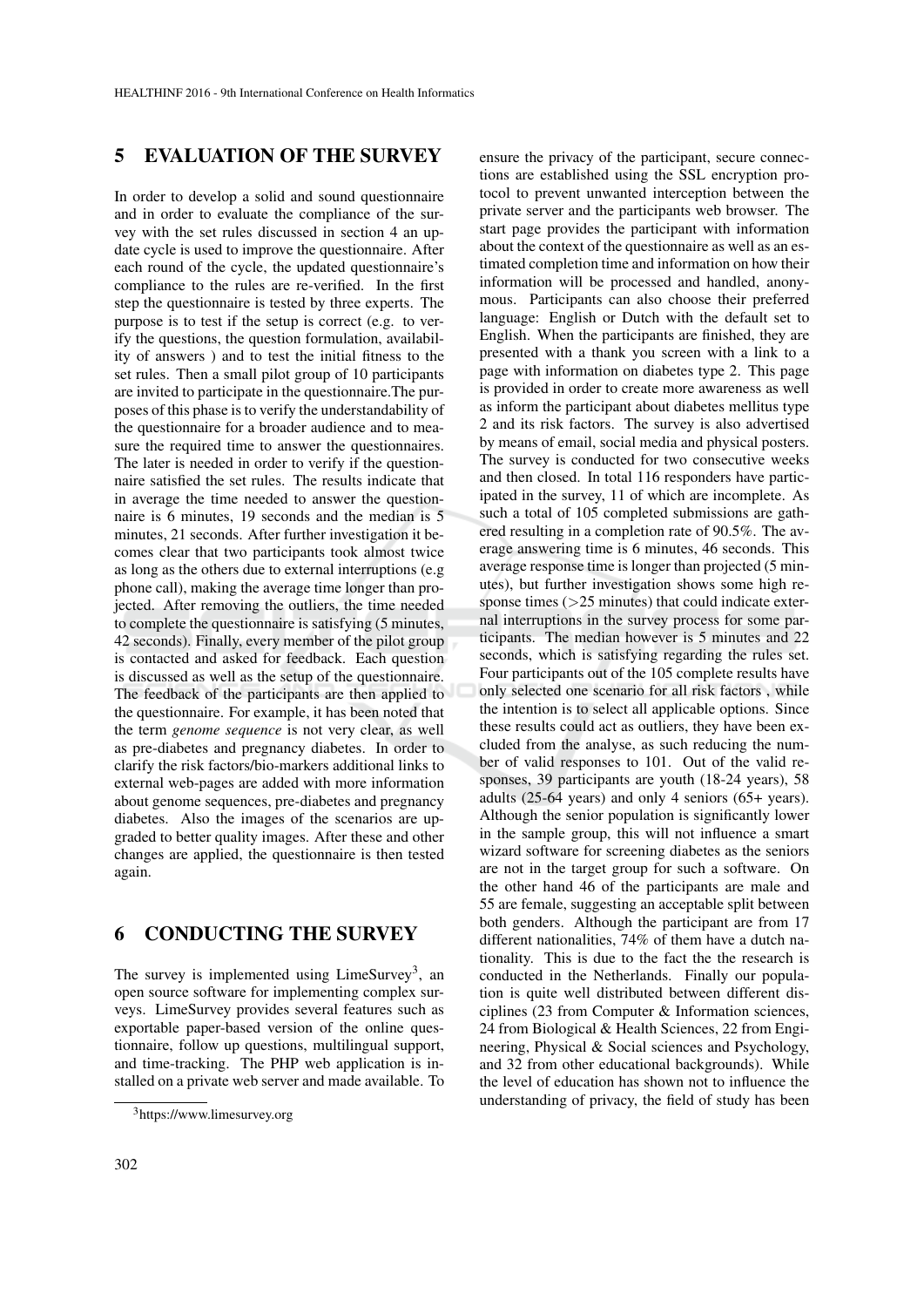## 5 EVALUATION OF THE SURVEY

In order to develop a solid and sound questionnaire and in order to evaluate the compliance of the survey with the set rules discussed in section 4 an update cycle is used to improve the questionnaire. After each round of the cycle, the updated questionnaire's compliance to the rules are re-verified. In the first step the questionnaire is tested by three experts. The purpose is to test if the setup is correct (e.g. to verify the questions, the question formulation, availability of answers ) and to test the initial fitness to the set rules. Then a small pilot group of 10 participants are invited to participate in the questionnaire.The purposes of this phase is to verify the understandability of the questionnaire for a broader audience and to measure the required time to answer the questionnaires. The later is needed in order to verify if the questionnaire satisfied the set rules. The results indicate that in average the time needed to answer the questionnaire is 6 minutes, 19 seconds and the median is 5 minutes, 21 seconds. After further investigation it becomes clear that two participants took almost twice as long as the others due to external interruptions (e.g phone call), making the average time longer than projected. After removing the outliers, the time needed to complete the questionnaire is satisfying (5 minutes, 42 seconds). Finally, every member of the pilot group is contacted and asked for feedback. Each question is discussed as well as the setup of the questionnaire. The feedback of the participants are then applied to the questionnaire. For example, it has been noted that the term *genome sequence* is not very clear, as well as pre-diabetes and pregnancy diabetes. In order to clarify the risk factors/bio-markers additional links to external web-pages are added with more information about genome sequences, pre-diabetes and pregnancy diabetes. Also the images of the scenarios are upgraded to better quality images. After these and other changes are applied, the questionnaire is then tested again.

## 6 CONDUCTING THE SURVEY

The survey is implemented using LimeSurvey[3], an open source software for implementing complex surveys. LimeSurvey provides several features such as exportable paper-based version of the online questionnaire, follow up questions, multilingual support, and time-tracking. The PHP web application is installed on a private web server and made available. To ensure the privacy of the participant, secure connections are established using the SSL encryption protocol to prevent unwanted interception between the private server and the participants web browser. The start page provides the participant with information about the context of the questionnaire as well as an estimated completion time and information on how their information will be processed and handled, anonymous. Participants can also choose their preferred language: English or Dutch with the default set to English. When the participants are finished, they are presented with a thank you screen with a link to a page with information on diabetes type 2. This page is provided in order to create more awareness as well as inform the participant about diabetes mellitus type 2 and its risk factors. The survey is also advertised by means of email, social media and physical posters. The survey is conducted for two consecutive weeks and then closed. In total 116 responders have participated in the survey, 11 of which are incomplete. As such a total of 105 completed submissions are gathered resulting in a completion rate of 90.5%. The average answering time is 6 minutes, 46 seconds. This average response time is longer than projected (5 minutes), but further investigation shows some high response times ($>$25 minutes) that could indicate external interruptions in the survey process for some participants. The median however is 5 minutes and 22 seconds, which is satisfying regarding the rules set. Four participants out of the 105 complete results have only selected one scenario for all risk factors , while the intention is to select all applicable options. Since these results could act as outliers, they have been excluded from the analyse, as such reducing the number of valid responses to 101. Out of the valid responses, 39 participants are youth (18-24 years), 58 adults (25-64 years) and only 4 seniors (65+ years). Although the senior population is significantly lower in the sample group, this will not influence a smart wizard software for screening diabetes as the seniors are not in the target group for such a software. On the other hand 46 of the participants are male and 55 are female, suggesting an acceptable split between both genders. Although the participant are from 17 different nationalities, 74% of them have a dutch nationality. This is due to the fact the the research is conducted in the Netherlands. Finally our population is quite well distributed between different disciplines (23 from Computer & Information sciences, 24 from Biological & Health Sciences, 22 from Engineering, Physical & Social sciences and Psychology, and 32 from other educational backgrounds). While the level of education has shown not to influence the understanding of privacy, the field of study has been

[3]https://www.limesurvey.org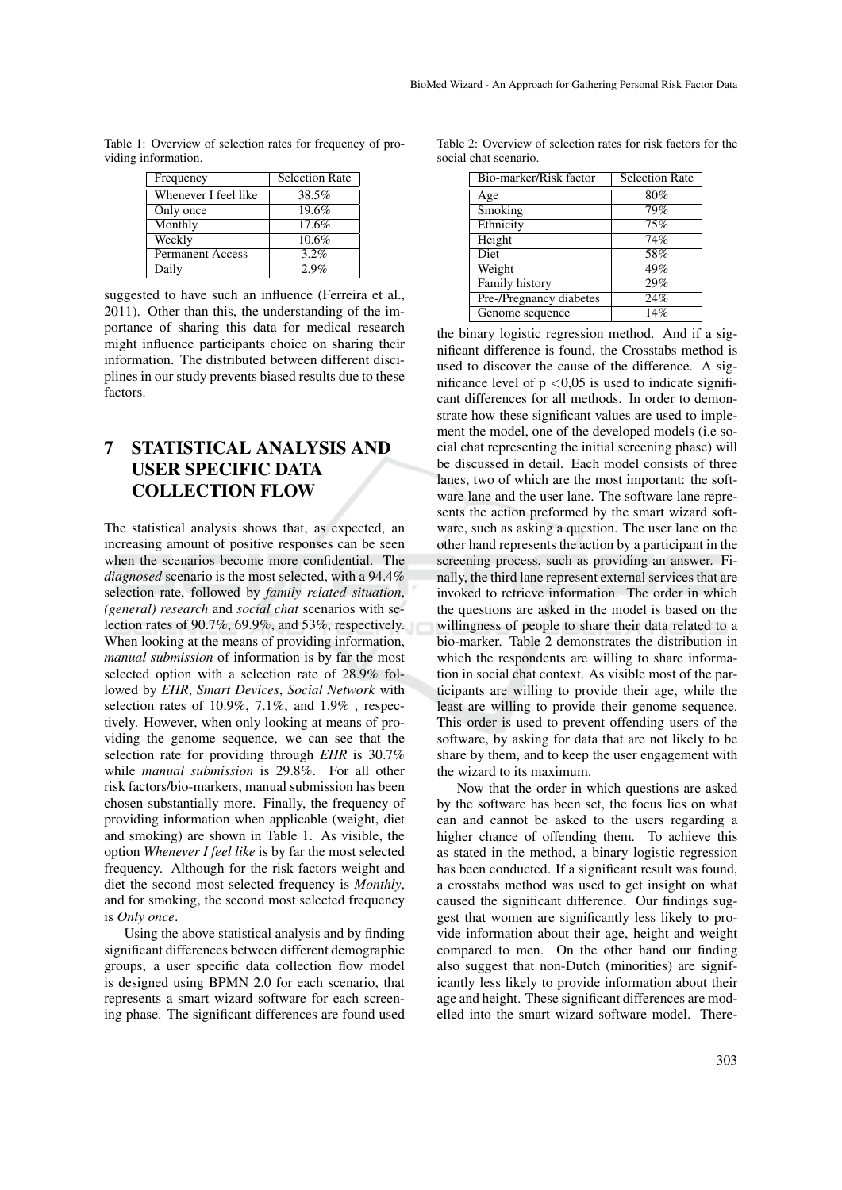Table 1: Overview of selection rates for frequency of providing information.

| Frequency | Selection Rate |
|---|---|
| Whenever I feel like | 38.5% |
| Only once | 19.6% |
| Monthly | 17.6% |
| Weekly | 10.6% |
| Permanent Access | 3.2% |
| Daily | 2.9% |

suggested to have such an influence (Ferreira et al., 2011). Other than this, the understanding of the importance of sharing this data for medical research might influence participants choice on sharing their information. The distributed between different disciplines in our study prevents biased results due to these factors.

# 7 STATISTICAL ANALYSIS AND USER SPECIFIC DATA COLLECTION FLOW

The statistical analysis shows that, as expected, an increasing amount of positive responses can be seen when the scenarios become more confidential. The *diagnosed* scenario is the most selected, with a 94.4% selection rate, followed by *family related situation*, *(general) research* and *social chat* scenarios with selection rates of 90.7%, 69.9%, and 53%, respectively. When looking at the means of providing information, *manual submission* of information is by far the most selected option with a selection rate of 28.9% followed by *EHR*, *Smart Devices*, *Social Network* with selection rates of 10.9%, 7.1%, and 1.9% , respectively. However, when only looking at means of providing the genome sequence, we can see that the selection rate for providing through *EHR* is 30.7% while *manual submission* is 29.8%. For all other risk factors/bio-markers, manual submission has been chosen substantially more. Finally, the frequency of providing information when applicable (weight, diet and smoking) are shown in Table 1. As visible, the option *Whenever I feel like* is by far the most selected frequency. Although for the risk factors weight and diet the second most selected frequency is *Monthly*, and for smoking, the second most selected frequency is *Only once*.

Using the above statistical analysis and by finding significant differences between different demographic groups, a user specific data collection flow model is designed using BPMN 2.0 for each scenario, that represents a smart wizard software for each screening phase. The significant differences are found used

Table 2: Overview of selection rates for risk factors for the social chat scenario.

| Bio-marker/Risk factor | Selection Rate |
|---|---|
| Age | 80% |
| Smoking | 79% |
| Ethnicity | 75% |
| Height | 74% |
| Diet | 58% |
| Weight | 49% |
| Family history | 29% |
| Pre-/Pregnancy diabetes | 24% |
| Genome sequence | 14% |

the binary logistic regression method. And if a significant difference is found, the Crosstabs method is used to discover the cause of the difference. A significance level of $p < 0{,}05$ is used to indicate significant differences for all methods. In order to demonstrate how these significant values are used to implement the model, one of the developed models (i.e social chat representing the initial screening phase) will be discussed in detail. Each model consists of three lanes, two of which are the most important: the software lane and the user lane. The software lane represents the action preformed by the smart wizard software, such as asking a question. The user lane on the other hand represents the action by a participant in the screening process, such as providing an answer. Finally, the third lane represent external services that are invoked to retrieve information. The order in which the questions are asked in the model is based on the willingness of people to share their data related to a bio-marker. Table 2 demonstrates the distribution in which the respondents are willing to share information in social chat context. As visible most of the participants are willing to provide their age, while the least are willing to provide their genome sequence. This order is used to prevent offending users of the software, by asking for data that are not likely to be share by them, and to keep the user engagement with the wizard to its maximum.

Now that the order in which questions are asked by the software has been set, the focus lies on what can and cannot be asked to the users regarding a higher chance of offending them. To achieve this as stated in the method, a binary logistic regression has been conducted. If a significant result was found, a crosstabs method was used to get insight on what caused the significant difference. Our findings suggest that women are significantly less likely to provide information about their age, height and weight compared to men. On the other hand our finding also suggest that non-Dutch (minorities) are significantly less likely to provide information about their age and height. These significant differences are modelled into the smart wizard software model. There-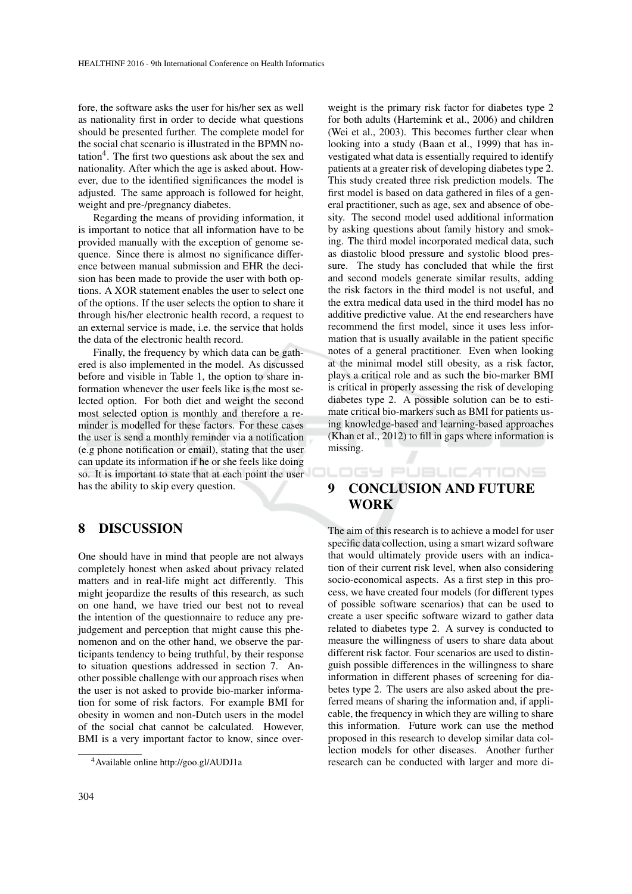fore, the software asks the user for his/her sex as well as nationality first in order to decide what questions should be presented further. The complete model for the social chat scenario is illustrated in the BPMN notation[4]. The first two questions ask about the sex and nationality. After which the age is asked about. However, due to the identified significances the model is adjusted. The same approach is followed for height, weight and pre-/pregnancy diabetes.

Regarding the means of providing information, it is important to notice that all information have to be provided manually with the exception of genome sequence. Since there is almost no significance difference between manual submission and EHR the decision has been made to provide the user with both options. A XOR statement enables the user to select one of the options. If the user selects the option to share it through his/her electronic health record, a request to an external service is made, i.e. the service that holds the data of the electronic health record.

Finally, the frequency by which data can be gathered is also implemented in the model. As discussed before and visible in Table 1, the option to share information whenever the user feels like is the most selected option. For both diet and weight the second most selected option is monthly and therefore a reminder is modelled for these factors. For these cases the user is send a monthly reminder via a notification (e.g phone notification or email), stating that the user can update its information if he or she feels like doing so. It is important to state that at each point the user has the ability to skip every question.

## 8 DISCUSSION

One should have in mind that people are not always completely honest when asked about privacy related matters and in real-life might act differently. This might jeopardize the results of this research, as such on one hand, we have tried our best not to reveal the intention of the questionnaire to reduce any prejudgement and perception that might cause this phenomenon and on the other hand, we observe the participants tendency to being truthful, by their response to situation questions addressed in section 7. Another possible challenge with our approach rises when the user is not asked to provide bio-marker information for some of risk factors. For example BMI for obesity in women and non-Dutch users in the model of the social chat cannot be calculated. However, BMI is a very important factor to know, since overweight is the primary risk factor for diabetes type 2 for both adults (Hartemink et al., 2006) and children (Wei et al., 2003). This becomes further clear when looking into a study (Baan et al., 1999) that has investigated what data is essentially required to identify patients at a greater risk of developing diabetes type 2. This study created three risk prediction models. The first model is based on data gathered in files of a general practitioner, such as age, sex and absence of obesity. The second model used additional information by asking questions about family history and smoking. The third model incorporated medical data, such as diastolic blood pressure and systolic blood pressure. The study has concluded that while the first and second models generate similar results, adding the risk factors in the third model is not useful, and the extra medical data used in the third model has no additive predictive value. At the end researchers have recommend the first model, since it uses less information that is usually available in the patient specific notes of a general practitioner. Even when looking at the minimal model still obesity, as a risk factor, plays a critical role and as such the bio-marker BMI is critical in properly assessing the risk of developing diabetes type 2. A possible solution can be to estimate critical bio-markers such as BMI for patients using knowledge-based and learning-based approaches (Khan et al., 2012) to fill in gaps where information is missing.

## 9 CONCLUSION AND FUTURE WORK

The aim of this research is to achieve a model for user specific data collection, using a smart wizard software that would ultimately provide users with an indication of their current risk level, when also considering socio-economical aspects. As a first step in this process, we have created four models (for different types of possible software scenarios) that can be used to create a user specific software wizard to gather data related to diabetes type 2. A survey is conducted to measure the willingness of users to share data about different risk factor. Four scenarios are used to distinguish possible differences in the willingness to share information in different phases of screening for diabetes type 2. The users are also asked about the preferred means of sharing the information and, if applicable, the frequency in which they are willing to share this information. Future work can use the method proposed in this research to develop similar data collection models for other diseases. Another further research can be conducted with larger and more di-

[4] Available online http://goo.gl/AUDJ1a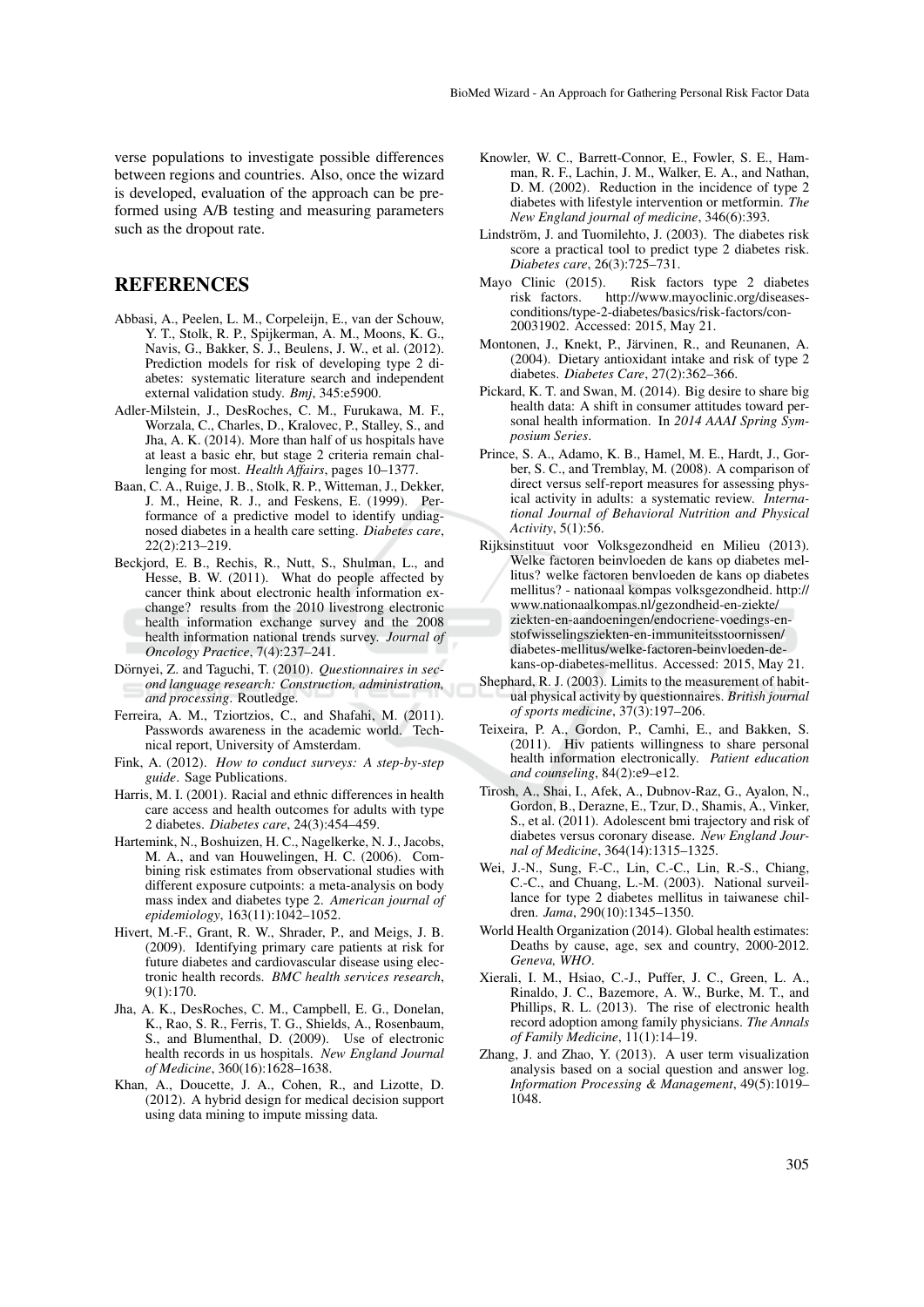verse populations to investigate possible differences between regions and countries. Also, once the wizard is developed, evaluation of the approach can be preformed using A/B testing and measuring parameters such as the dropout rate.

## REFERENCES

Abbasi, A., Peelen, L. M., Corpeleijn, E., van der Schouw, Y. T., Stolk, R. P., Spijkerman, A. M., Moons, K. G., Navis, G., Bakker, S. J., Beulens, J. W., et al. (2012). Prediction models for risk of developing type 2 diabetes: systematic literature search and independent external validation study. *Bmj*, 345:e5900.

Adler-Milstein, J., DesRoches, C. M., Furukawa, M. F., Worzala, C., Charles, D., Kralovec, P., Stalley, S., and Jha, A. K. (2014). More than half of us hospitals have at least a basic ehr, but stage 2 criteria remain challenging for most. *Health Affairs*, pages 10–1377.

Baan, C. A., Ruige, J. B., Stolk, R. P., Witteman, J., Dekker, J. M., Heine, R. J., and Feskens, E. (1999). Performance of a predictive model to identify undiagnosed diabetes in a health care setting. *Diabetes care*, 22(2):213–219.

Beckjord, E. B., Rechis, R., Nutt, S., Shulman, L., and Hesse, B. W. (2011). What do people affected by cancer think about electronic health information exchange? results from the 2010 livestrong electronic health information exchange survey and the 2008 health information national trends survey. *Journal of Oncology Practice*, 7(4):237–241.

Dörnyei, Z. and Taguchi, T. (2010). *Questionnaires in second language research: Construction, administration, and processing*. Routledge.

Ferreira, A. M., Tziortzios, C., and Shafahi, M. (2011). Passwords awareness in the academic world. Technical report, University of Amsterdam.

Fink, A. (2012). *How to conduct surveys: A step-by-step guide*. Sage Publications.

Harris, M. I. (2001). Racial and ethnic differences in health care access and health outcomes for adults with type 2 diabetes. *Diabetes care*, 24(3):454–459.

Hartemink, N., Boshuizen, H. C., Nagelkerke, N. J., Jacobs, M. A., and van Houwelingen, H. C. (2006). Combining risk estimates from observational studies with different exposure cutpoints: a meta-analysis on body mass index and diabetes type 2. *American journal of epidemiology*, 163(11):1042–1052.

Hivert, M.-F., Grant, R. W., Shrader, P., and Meigs, J. B. (2009). Identifying primary care patients at risk for future diabetes and cardiovascular disease using electronic health records. *BMC health services research*, 9(1):170.

Jha, A. K., DesRoches, C. M., Campbell, E. G., Donelan, K., Rao, S. R., Ferris, T. G., Shields, A., Rosenbaum, S., and Blumenthal, D. (2009). Use of electronic health records in us hospitals. *New England Journal of Medicine*, 360(16):1628–1638.

Khan, A., Doucette, J. A., Cohen, R., and Lizotte, D. (2012). A hybrid design for medical decision support using data mining to impute missing data.

Knowler, W. C., Barrett-Connor, E., Fowler, S. E., Hamman, R. F., Lachin, J. M., Walker, E. A., and Nathan, D. M. (2002). Reduction in the incidence of type 2 diabetes with lifestyle intervention or metformin. *The New England journal of medicine*, 346(6):393.

Lindström, J. and Tuomilehto, J. (2003). The diabetes risk score a practical tool to predict type 2 diabetes risk. *Diabetes care*, 26(3):725–731.

Mayo Clinic (2015). Risk factors type 2 diabetes risk factors. http://www.mayoclinic.org/diseases-conditions/type-2-diabetes/basics/risk-factors/con-20031902. Accessed: 2015, May 21.

Montonen, J., Knekt, P., Järvinen, R., and Reunanen, A. (2004). Dietary antioxidant intake and risk of type 2 diabetes. *Diabetes Care*, 27(2):362–366.

Pickard, K. T. and Swan, M. (2014). Big desire to share big health data: A shift in consumer attitudes toward personal health information. In *2014 AAAI Spring Symposium Series*.

Prince, S. A., Adamo, K. B., Hamel, M. E., Hardt, J., Gorber, S. C., and Tremblay, M. (2008). A comparison of direct versus self-report measures for assessing physical activity in adults: a systematic review. *International Journal of Behavioral Nutrition and Physical Activity*, 5(1):56.

Rijksinstituut voor Volksgezondheid en Milieu (2013). Welke factoren beinvloeden de kans op diabetes mellitus? welke factoren benvloeden de kans op diabetes mellitus? - nationaal kompas volksgezondheid. http://www.nationaalkompas.nl/gezondheid-en-ziekte/ziekten-en-aandoeningen/endocriene-voedings-en-stofwisselingsziekten-en-immuniteitsstoornissen/diabetes-mellitus/welke-factoren-beinvloeden-de-kans-op-diabetes-mellitus. Accessed: 2015, May 21.

Shephard, R. J. (2003). Limits to the measurement of habitual physical activity by questionnaires. *British journal of sports medicine*, 37(3):197–206.

Teixeira, P. A., Gordon, P., Camhi, E., and Bakken, S. (2011). Hiv patients willingness to share personal health information electronically. *Patient education and counseling*, 84(2):e9–e12.

Tirosh, A., Shai, I., Afek, A., Dubnov-Raz, G., Ayalon, N., Gordon, B., Derazne, E., Tzur, D., Shamis, A., Vinker, S., et al. (2011). Adolescent bmi trajectory and risk of diabetes versus coronary disease. *New England Journal of Medicine*, 364(14):1315–1325.

Wei, J.-N., Sung, F.-C., Lin, C.-C., Lin, R.-S., Chiang, C.-C., and Chuang, L.-M. (2003). National surveillance for type 2 diabetes mellitus in taiwanese children. *Jama*, 290(10):1345–1350.

World Health Organization (2014). Global health estimates: Deaths by cause, age, sex and country, 2000-2012. *Geneva, WHO*.

Xierali, I. M., Hsiao, C.-J., Puffer, J. C., Green, L. A., Rinaldo, J. C., Bazemore, A. W., Burke, M. T., and Phillips, R. L. (2013). The rise of electronic health record adoption among family physicians. *The Annals of Family Medicine*, 11(1):14–19.

Zhang, J. and Zhao, Y. (2013). A user term visualization analysis based on a social question and answer log. *Information Processing & Management*, 49(5):1019–1048.